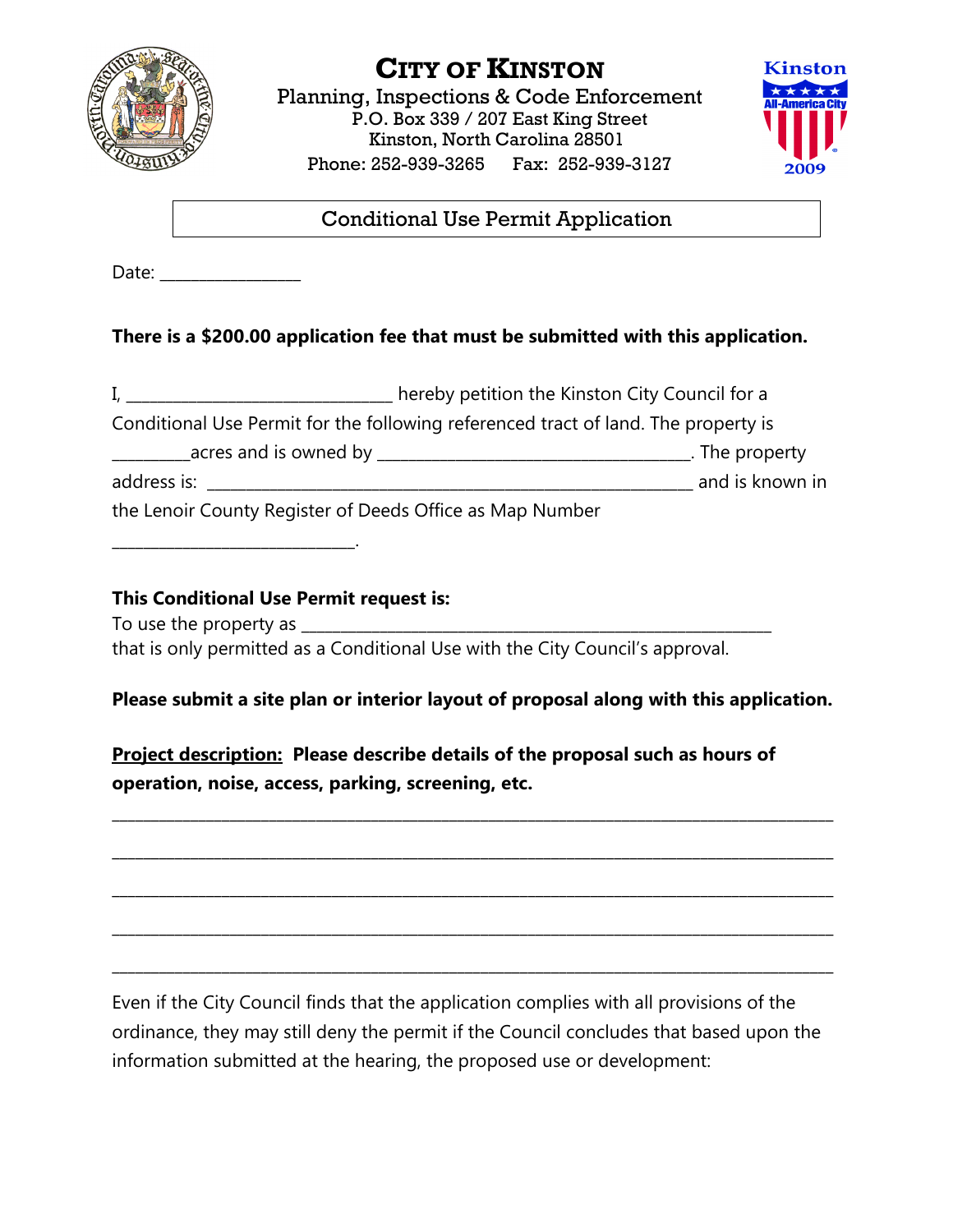# CITY OF KINSTON

Planning, Inspections & Code Enforcement
P.O. Box 339 / 207 East King Street
Kinston, North Carolina 28501
Phone: 252-939-3265    Fax: 252-939-3127

## Conditional Use Permit Application

Date: ________________

**There is a $200.00 application fee that must be submitted with this application.**

I, ______________________________ hereby petition the Kinston City Council for a Conditional Use Permit for the following referenced tract of land. The property is _________acres and is owned by ___________________________________. The property address is: ________________________________________________________ and is known in the Lenoir County Register of Deeds Office as Map Number ____________________________.

**This Conditional Use Permit request is:**
To use the property as ______________________________________________________
that is only permitted as a Conditional Use with the City Council's approval.

**Please submit a site plan or interior layout of proposal along with this application.**

**<u>Project description:</u> Please describe details of the proposal such as hours of operation, noise, access, parking, screening, etc.**

_______________________________________________________________________________

_______________________________________________________________________________

_______________________________________________________________________________

_______________________________________________________________________________

_______________________________________________________________________________

Even if the City Council finds that the application complies with all provisions of the ordinance, they may still deny the permit if the Council concludes that based upon the information submitted at the hearing, the proposed use or development: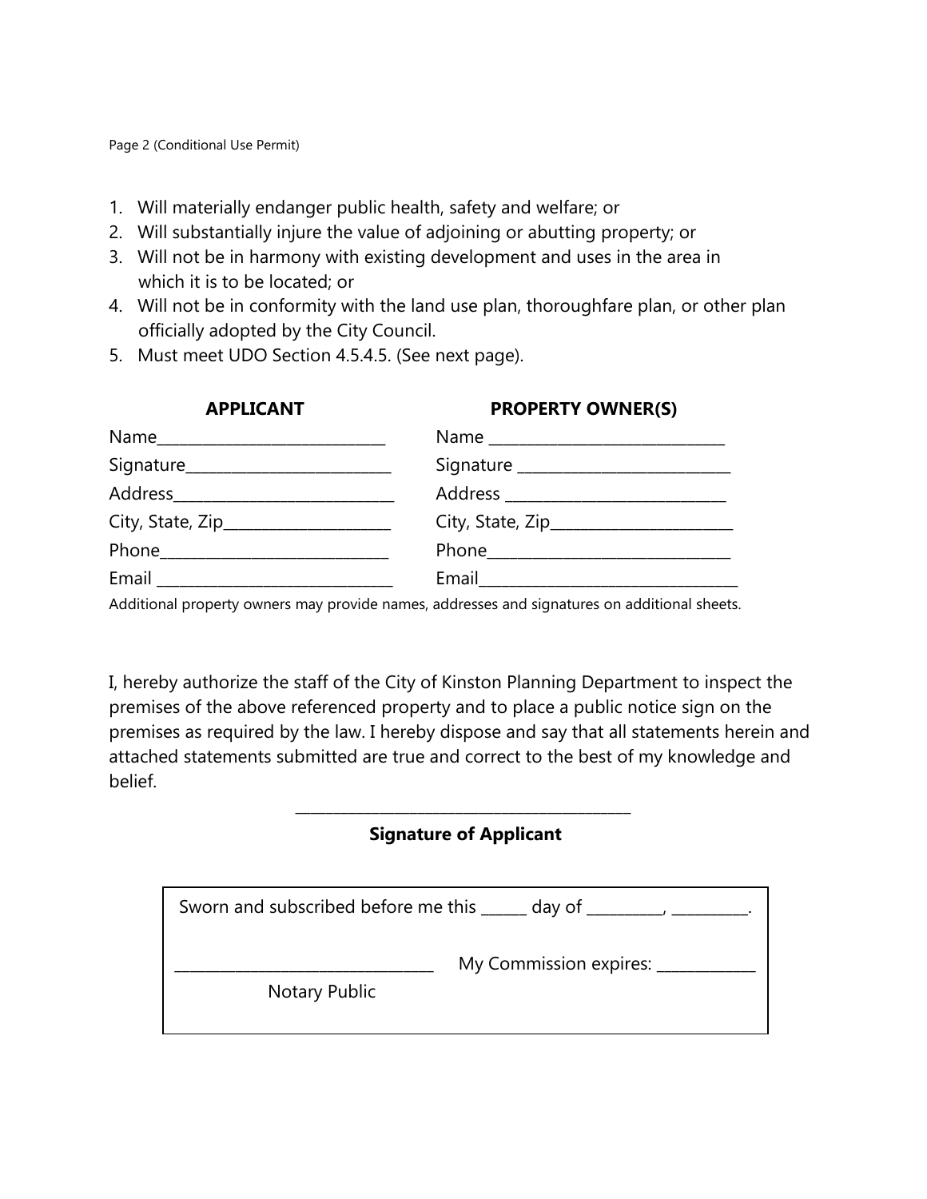1. Will materially endanger public health, safety and welfare; or
2. Will substantially injure the value of adjoining or abutting property; or
3. Will not be in harmony with existing development and uses in the area in which it is to be located; or
4. Will not be in conformity with the land use plan, thoroughfare plan, or other plan officially adopted by the City Council.
5. Must meet UDO Section 4.5.4.5. (See next page).

| **APPLICANT** | **PROPERTY OWNER(S)** |
| --- | --- |
| Name____________________________ | Name ______________________________ |
| Signature_________________________ | Signature ___________________________ |
| Address__________________________ | Address ____________________________ |
| City, State, Zip____________________ | City, State, Zip_______________________ |
| Phone____________________________ | Phone______________________________ |
| Email _____________________________ | Email________________________________ |

Additional property owners may provide names, addresses and signatures on additional sheets.

I, hereby authorize the staff of the City of Kinston Planning Department to inspect the premises of the above referenced property and to place a public notice sign on the premises as required by the law. I hereby dispose and say that all statements herein and attached statements submitted are true and correct to the best of my knowledge and belief.

_____________________________________________

**Signature of Applicant**

Sworn and subscribed before me this ______ day of __________, __________.

_________________________________ My Commission expires: _____________

Notary Public